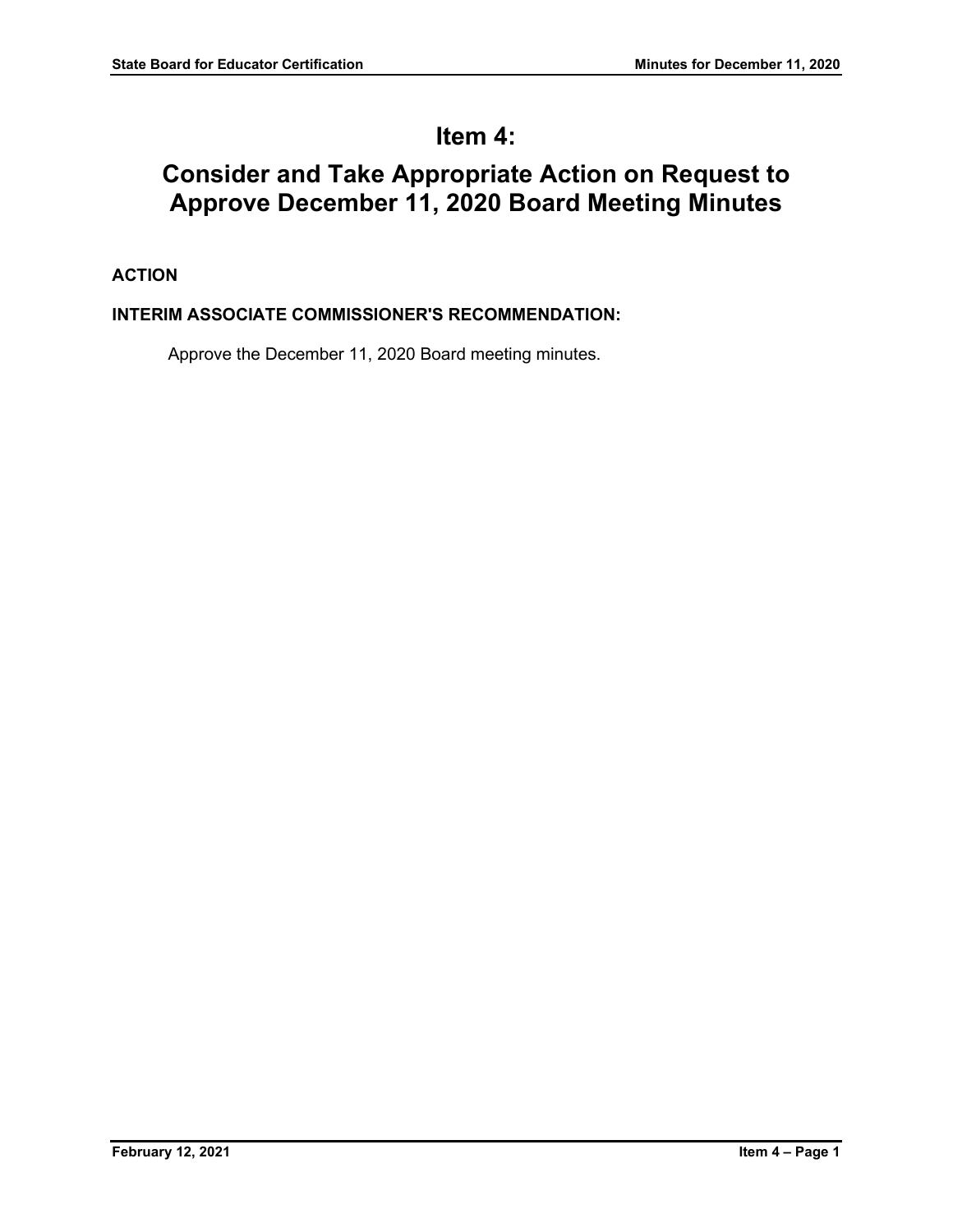# Item 4:

# Consider and Take Appropriate Action on Request to Approve December 11, 2020 Board Meeting Minutes

**ACTION**

**INTERIM ASSOCIATE COMMISSIONER'S RECOMMENDATION:**

Approve the December 11, 2020 Board meeting minutes.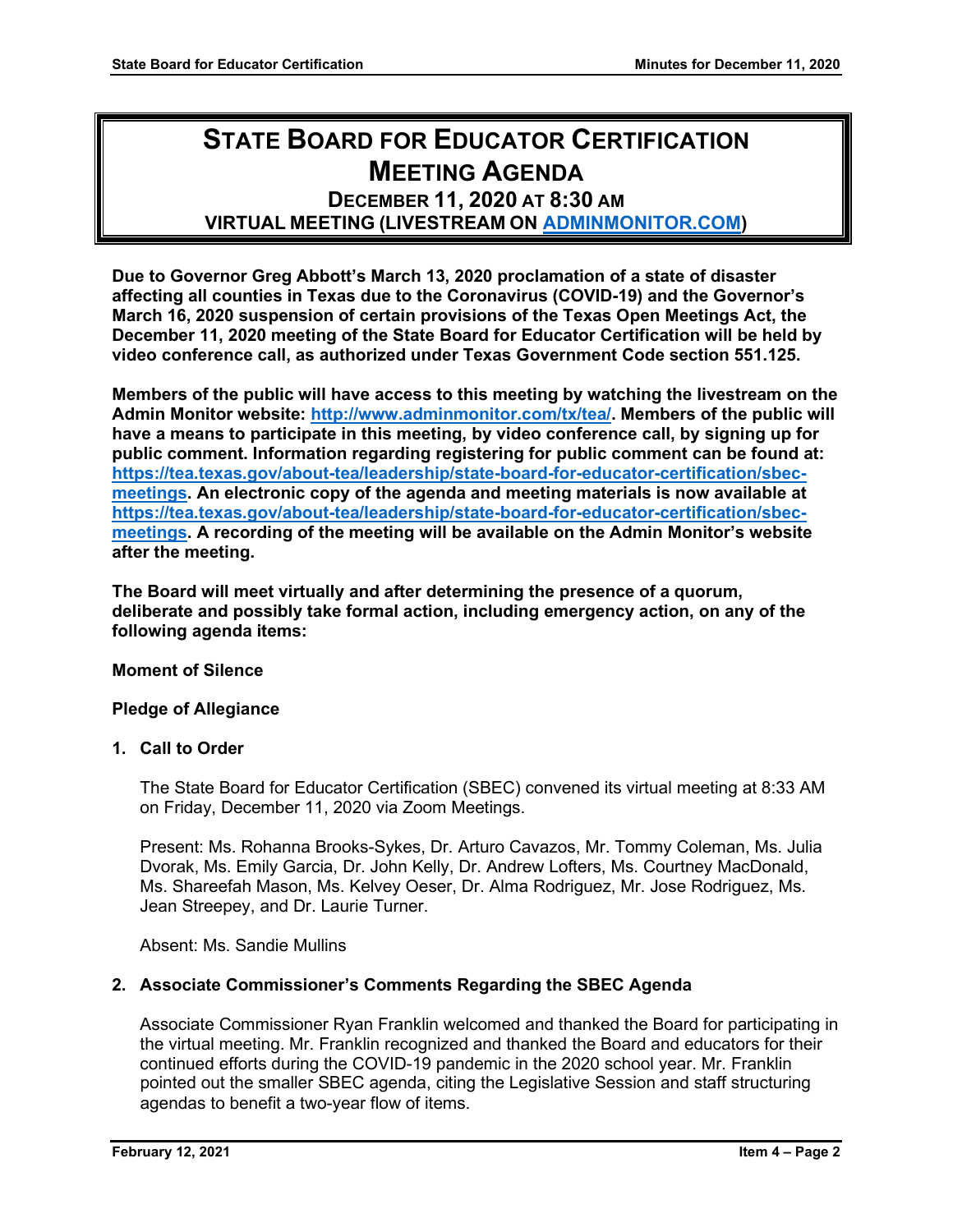# STATE BOARD FOR EDUCATOR CERTIFICATION MEETING AGENDA

## DECEMBER 11, 2020 AT 8:30 AM

## VIRTUAL MEETING (LIVESTREAM ON ADMINMONITOR.COM)

**Due to Governor Greg Abbott's March 13, 2020 proclamation of a state of disaster affecting all counties in Texas due to the Coronavirus (COVID-19) and the Governor's March 16, 2020 suspension of certain provisions of the Texas Open Meetings Act, the December 11, 2020 meeting of the State Board for Educator Certification will be held by video conference call, as authorized under Texas Government Code section 551.125.**

**Members of the public will have access to this meeting by watching the livestream on the Admin Monitor website: http://www.adminmonitor.com/tx/tea/. Members of the public will have a means to participate in this meeting, by video conference call, by signing up for public comment. Information regarding registering for public comment can be found at: https://tea.texas.gov/about-tea/leadership/state-board-for-educator-certification/sbec-meetings. An electronic copy of the agenda and meeting materials is now available at https://tea.texas.gov/about-tea/leadership/state-board-for-educator-certification/sbec-meetings. A recording of the meeting will be available on the Admin Monitor's website after the meeting.**

**The Board will meet virtually and after determining the presence of a quorum, deliberate and possibly take formal action, including emergency action, on any of the following agenda items:**

**Moment of Silence**

**Pledge of Allegiance**

**1. Call to Order**

The State Board for Educator Certification (SBEC) convened its virtual meeting at 8:33 AM on Friday, December 11, 2020 via Zoom Meetings.

Present: Ms. Rohanna Brooks-Sykes, Dr. Arturo Cavazos, Mr. Tommy Coleman, Ms. Julia Dvorak, Ms. Emily Garcia, Dr. John Kelly, Dr. Andrew Lofters, Ms. Courtney MacDonald, Ms. Shareefah Mason, Ms. Kelvey Oeser, Dr. Alma Rodriguez, Mr. Jose Rodriguez, Ms. Jean Streepey, and Dr. Laurie Turner.

Absent: Ms. Sandie Mullins

**2. Associate Commissioner's Comments Regarding the SBEC Agenda**

Associate Commissioner Ryan Franklin welcomed and thanked the Board for participating in the virtual meeting. Mr. Franklin recognized and thanked the Board and educators for their continued efforts during the COVID-19 pandemic in the 2020 school year. Mr. Franklin pointed out the smaller SBEC agenda, citing the Legislative Session and staff structuring agendas to benefit a two-year flow of items.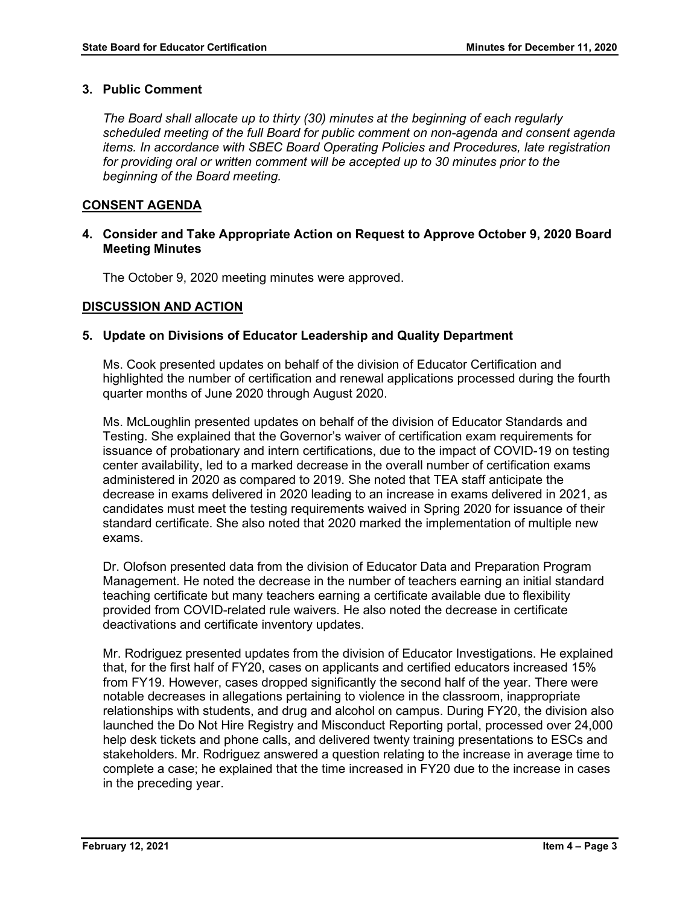### 3. Public Comment

*The Board shall allocate up to thirty (30) minutes at the beginning of each regularly scheduled meeting of the full Board for public comment on non-agenda and consent agenda items. In accordance with SBEC Board Operating Policies and Procedures, late registration for providing oral or written comment will be accepted up to 30 minutes prior to the beginning of the Board meeting.*

## CONSENT AGENDA

### 4. Consider and Take Appropriate Action on Request to Approve October 9, 2020 Board Meeting Minutes

The October 9, 2020 meeting minutes were approved.

## DISCUSSION AND ACTION

### 5. Update on Divisions of Educator Leadership and Quality Department

Ms. Cook presented updates on behalf of the division of Educator Certification and highlighted the number of certification and renewal applications processed during the fourth quarter months of June 2020 through August 2020.

Ms. McLoughlin presented updates on behalf of the division of Educator Standards and Testing. She explained that the Governor's waiver of certification exam requirements for issuance of probationary and intern certifications, due to the impact of COVID-19 on testing center availability, led to a marked decrease in the overall number of certification exams administered in 2020 as compared to 2019. She noted that TEA staff anticipate the decrease in exams delivered in 2020 leading to an increase in exams delivered in 2021, as candidates must meet the testing requirements waived in Spring 2020 for issuance of their standard certificate. She also noted that 2020 marked the implementation of multiple new exams.

Dr. Olofson presented data from the division of Educator Data and Preparation Program Management. He noted the decrease in the number of teachers earning an initial standard teaching certificate but many teachers earning a certificate available due to flexibility provided from COVID-related rule waivers. He also noted the decrease in certificate deactivations and certificate inventory updates.

Mr. Rodriguez presented updates from the division of Educator Investigations. He explained that, for the first half of FY20, cases on applicants and certified educators increased 15% from FY19. However, cases dropped significantly the second half of the year. There were notable decreases in allegations pertaining to violence in the classroom, inappropriate relationships with students, and drug and alcohol on campus. During FY20, the division also launched the Do Not Hire Registry and Misconduct Reporting portal, processed over 24,000 help desk tickets and phone calls, and delivered twenty training presentations to ESCs and stakeholders. Mr. Rodriguez answered a question relating to the increase in average time to complete a case; he explained that the time increased in FY20 due to the increase in cases in the preceding year.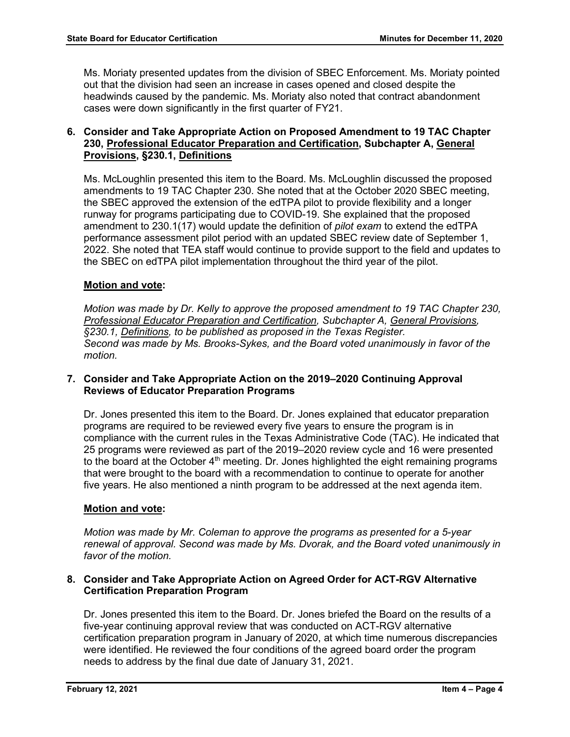Ms. Moriaty presented updates from the division of SBEC Enforcement. Ms. Moriaty pointed out that the division had seen an increase in cases opened and closed despite the headwinds caused by the pandemic. Ms. Moriaty also noted that contract abandonment cases were down significantly in the first quarter of FY21.

**6. Consider and Take Appropriate Action on Proposed Amendment to 19 TAC Chapter 230, Professional Educator Preparation and Certification, Subchapter A, General Provisions, §230.1, Definitions**

Ms. McLoughlin presented this item to the Board. Ms. McLoughlin discussed the proposed amendments to 19 TAC Chapter 230. She noted that at the October 2020 SBEC meeting, the SBEC approved the extension of the edTPA pilot to provide flexibility and a longer runway for programs participating due to COVID-19. She explained that the proposed amendment to 230.1(17) would update the definition of *pilot exam* to extend the edTPA performance assessment pilot period with an updated SBEC review date of September 1, 2022. She noted that TEA staff would continue to provide support to the field and updates to the SBEC on edTPA pilot implementation throughout the third year of the pilot.

**Motion and vote:**

*Motion was made by Dr. Kelly to approve the proposed amendment to 19 TAC Chapter 230, Professional Educator Preparation and Certification, Subchapter A, General Provisions, §230.1, Definitions, to be published as proposed in the Texas Register. Second was made by Ms. Brooks-Sykes, and the Board voted unanimously in favor of the motion.*

**7. Consider and Take Appropriate Action on the 2019–2020 Continuing Approval Reviews of Educator Preparation Programs**

Dr. Jones presented this item to the Board. Dr. Jones explained that educator preparation programs are required to be reviewed every five years to ensure the program is in compliance with the current rules in the Texas Administrative Code (TAC). He indicated that 25 programs were reviewed as part of the 2019–2020 review cycle and 16 were presented to the board at the October 4th meeting. Dr. Jones highlighted the eight remaining programs that were brought to the board with a recommendation to continue to operate for another five years. He also mentioned a ninth program to be addressed at the next agenda item.

**Motion and vote:**

*Motion was made by Mr. Coleman to approve the programs as presented for a 5-year renewal of approval. Second was made by Ms. Dvorak, and the Board voted unanimously in favor of the motion.*

**8. Consider and Take Appropriate Action on Agreed Order for ACT-RGV Alternative Certification Preparation Program**

Dr. Jones presented this item to the Board. Dr. Jones briefed the Board on the results of a five-year continuing approval review that was conducted on ACT-RGV alternative certification preparation program in January of 2020, at which time numerous discrepancies were identified. He reviewed the four conditions of the agreed board order the program needs to address by the final due date of January 31, 2021.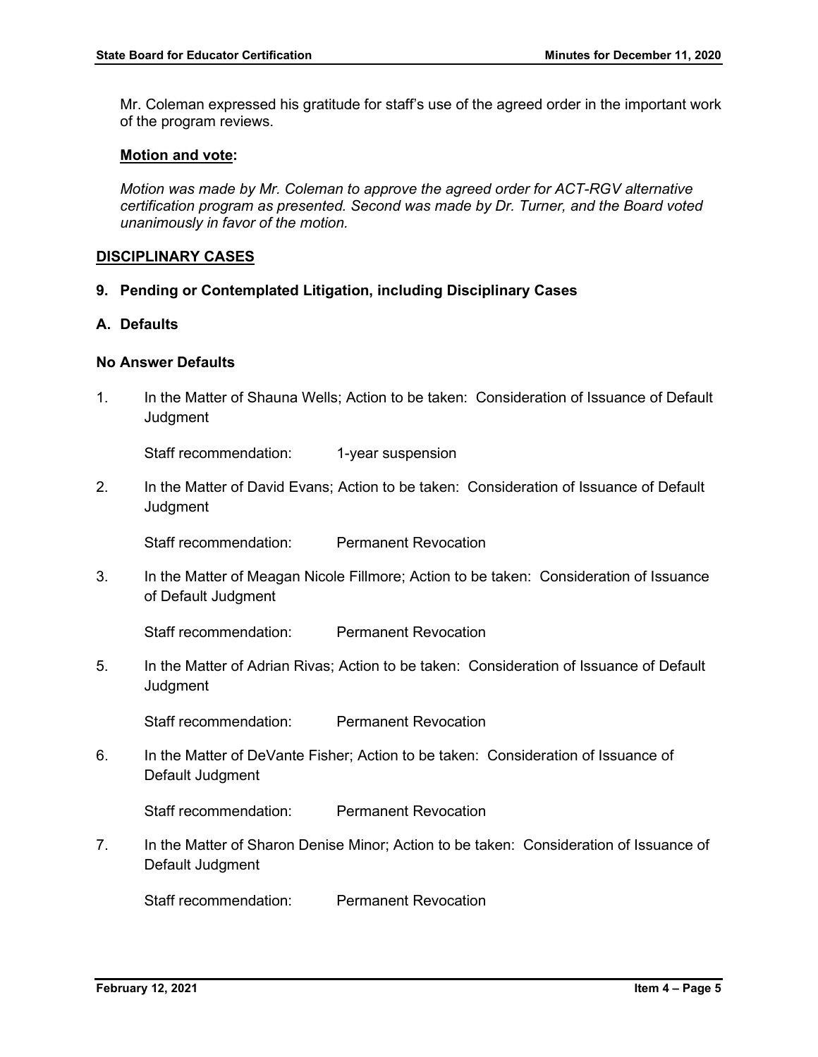Mr. Coleman expressed his gratitude for staff's use of the agreed order in the important work of the program reviews.

**Motion and vote:**

*Motion was made by Mr. Coleman to approve the agreed order for ACT-RGV alternative certification program as presented. Second was made by Dr. Turner, and the Board voted unanimously in favor of the motion.*

**DISCIPLINARY CASES**

**9. Pending or Contemplated Litigation, including Disciplinary Cases**

**A. Defaults**

**No Answer Defaults**

1. In the Matter of Shauna Wells; Action to be taken: Consideration of Issuance of Default Judgment

   Staff recommendation: 1-year suspension

2. In the Matter of David Evans; Action to be taken: Consideration of Issuance of Default Judgment

   Staff recommendation: Permanent Revocation

3. In the Matter of Meagan Nicole Fillmore; Action to be taken: Consideration of Issuance of Default Judgment

   Staff recommendation: Permanent Revocation

5. In the Matter of Adrian Rivas; Action to be taken: Consideration of Issuance of Default Judgment

   Staff recommendation: Permanent Revocation

6. In the Matter of DeVante Fisher; Action to be taken: Consideration of Issuance of Default Judgment

   Staff recommendation: Permanent Revocation

7. In the Matter of Sharon Denise Minor; Action to be taken: Consideration of Issuance of Default Judgment

   Staff recommendation: Permanent Revocation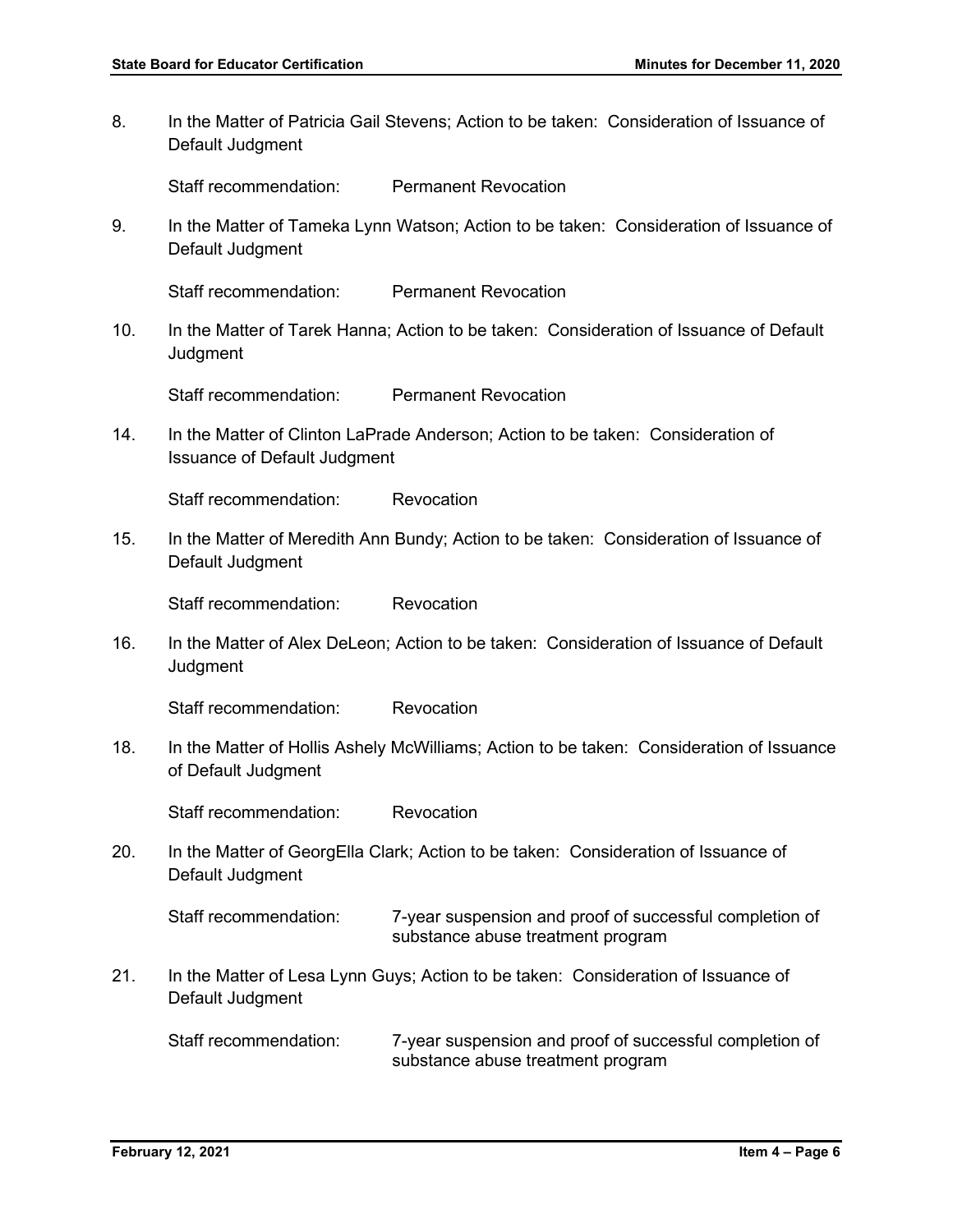8. In the Matter of Patricia Gail Stevens; Action to be taken: Consideration of Issuance of Default Judgment

   Staff recommendation: Permanent Revocation

9. In the Matter of Tameka Lynn Watson; Action to be taken: Consideration of Issuance of Default Judgment

   Staff recommendation: Permanent Revocation

10. In the Matter of Tarek Hanna; Action to be taken: Consideration of Issuance of Default Judgment

    Staff recommendation: Permanent Revocation

14. In the Matter of Clinton LaPrade Anderson; Action to be taken: Consideration of Issuance of Default Judgment

    Staff recommendation: Revocation

15. In the Matter of Meredith Ann Bundy; Action to be taken: Consideration of Issuance of Default Judgment

    Staff recommendation: Revocation

16. In the Matter of Alex DeLeon; Action to be taken: Consideration of Issuance of Default Judgment

    Staff recommendation: Revocation

18. In the Matter of Hollis Ashely McWilliams; Action to be taken: Consideration of Issuance of Default Judgment

    Staff recommendation: Revocation

20. In the Matter of GeorgElla Clark; Action to be taken: Consideration of Issuance of Default Judgment

    Staff recommendation: 7-year suspension and proof of successful completion of substance abuse treatment program

21. In the Matter of Lesa Lynn Guys; Action to be taken: Consideration of Issuance of Default Judgment

    Staff recommendation: 7-year suspension and proof of successful completion of substance abuse treatment program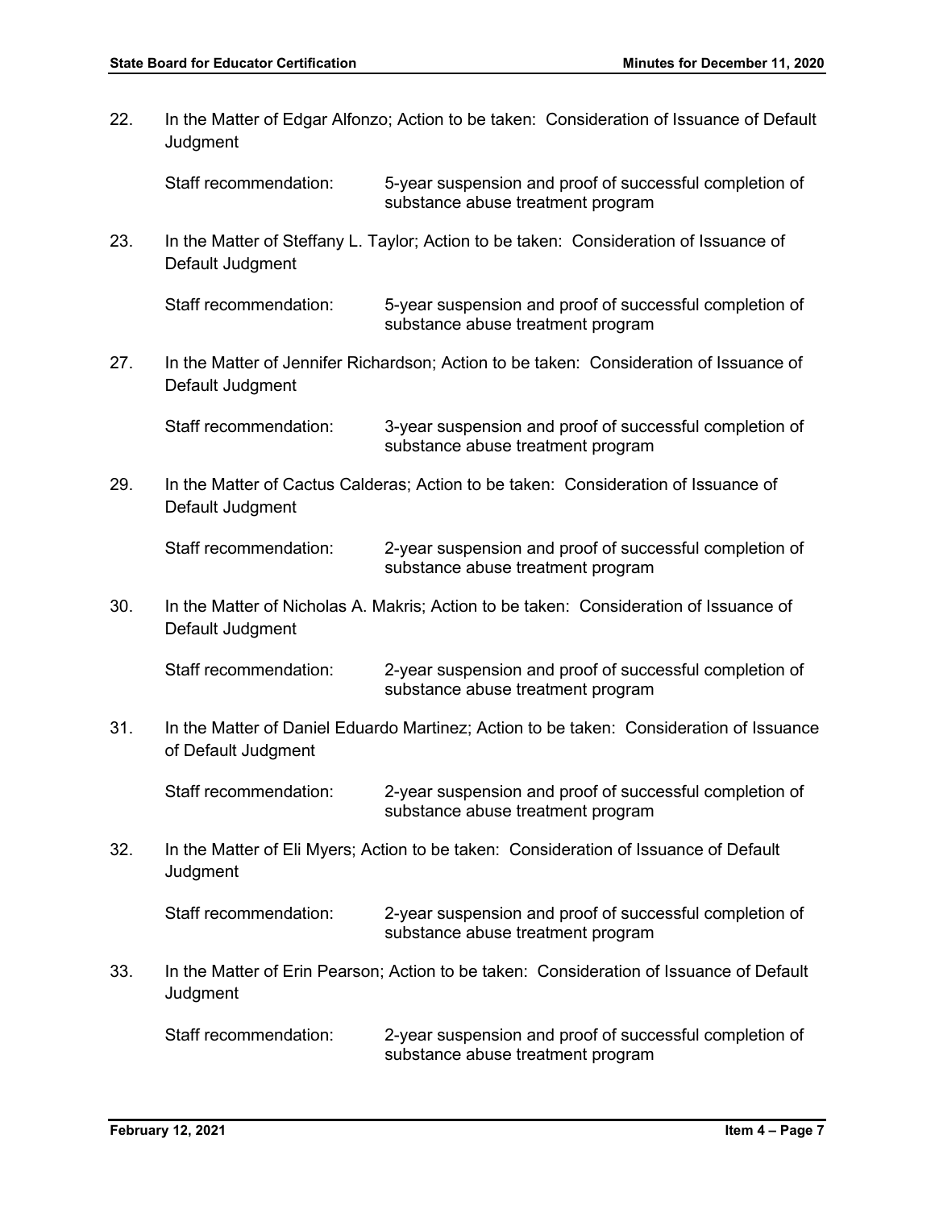22. In the Matter of Edgar Alfonzo; Action to be taken: Consideration of Issuance of Default Judgment

    Staff recommendation: 5-year suspension and proof of successful completion of substance abuse treatment program

23. In the Matter of Steffany L. Taylor; Action to be taken: Consideration of Issuance of Default Judgment

    Staff recommendation: 5-year suspension and proof of successful completion of substance abuse treatment program

27. In the Matter of Jennifer Richardson; Action to be taken: Consideration of Issuance of Default Judgment

    Staff recommendation: 3-year suspension and proof of successful completion of substance abuse treatment program

29. In the Matter of Cactus Calderas; Action to be taken: Consideration of Issuance of Default Judgment

    Staff recommendation: 2-year suspension and proof of successful completion of substance abuse treatment program

30. In the Matter of Nicholas A. Makris; Action to be taken: Consideration of Issuance of Default Judgment

    Staff recommendation: 2-year suspension and proof of successful completion of substance abuse treatment program

31. In the Matter of Daniel Eduardo Martinez; Action to be taken: Consideration of Issuance of Default Judgment

    Staff recommendation: 2-year suspension and proof of successful completion of substance abuse treatment program

32. In the Matter of Eli Myers; Action to be taken: Consideration of Issuance of Default Judgment

    Staff recommendation: 2-year suspension and proof of successful completion of substance abuse treatment program

33. In the Matter of Erin Pearson; Action to be taken: Consideration of Issuance of Default Judgment

    Staff recommendation: 2-year suspension and proof of successful completion of substance abuse treatment program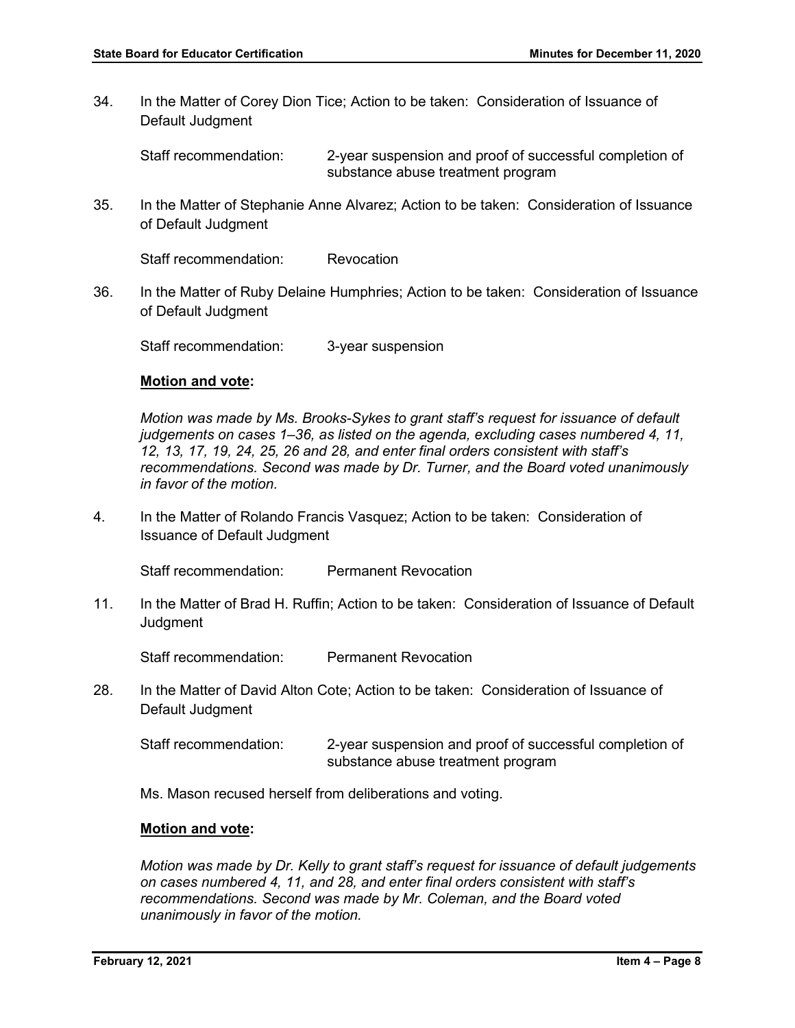34. In the Matter of Corey Dion Tice; Action to be taken: Consideration of Issuance of Default Judgment

Staff recommendation: 2-year suspension and proof of successful completion of substance abuse treatment program

35. In the Matter of Stephanie Anne Alvarez; Action to be taken: Consideration of Issuance of Default Judgment

Staff recommendation: Revocation

36. In the Matter of Ruby Delaine Humphries; Action to be taken: Consideration of Issuance of Default Judgment

Staff recommendation: 3-year suspension

**Motion and vote:**

*Motion was made by Ms. Brooks-Sykes to grant staff's request for issuance of default judgements on cases 1–36, as listed on the agenda, excluding cases numbered 4, 11, 12, 13, 17, 19, 24, 25, 26 and 28, and enter final orders consistent with staff's recommendations. Second was made by Dr. Turner, and the Board voted unanimously in favor of the motion.*

4. In the Matter of Rolando Francis Vasquez; Action to be taken: Consideration of Issuance of Default Judgment

Staff recommendation: Permanent Revocation

11. In the Matter of Brad H. Ruffin; Action to be taken: Consideration of Issuance of Default Judgment

Staff recommendation: Permanent Revocation

28. In the Matter of David Alton Cote; Action to be taken: Consideration of Issuance of Default Judgment

Staff recommendation: 2-year suspension and proof of successful completion of substance abuse treatment program

Ms. Mason recused herself from deliberations and voting.

**Motion and vote:**

*Motion was made by Dr. Kelly to grant staff's request for issuance of default judgements on cases numbered 4, 11, and 28, and enter final orders consistent with staff's recommendations. Second was made by Mr. Coleman, and the Board voted unanimously in favor of the motion.*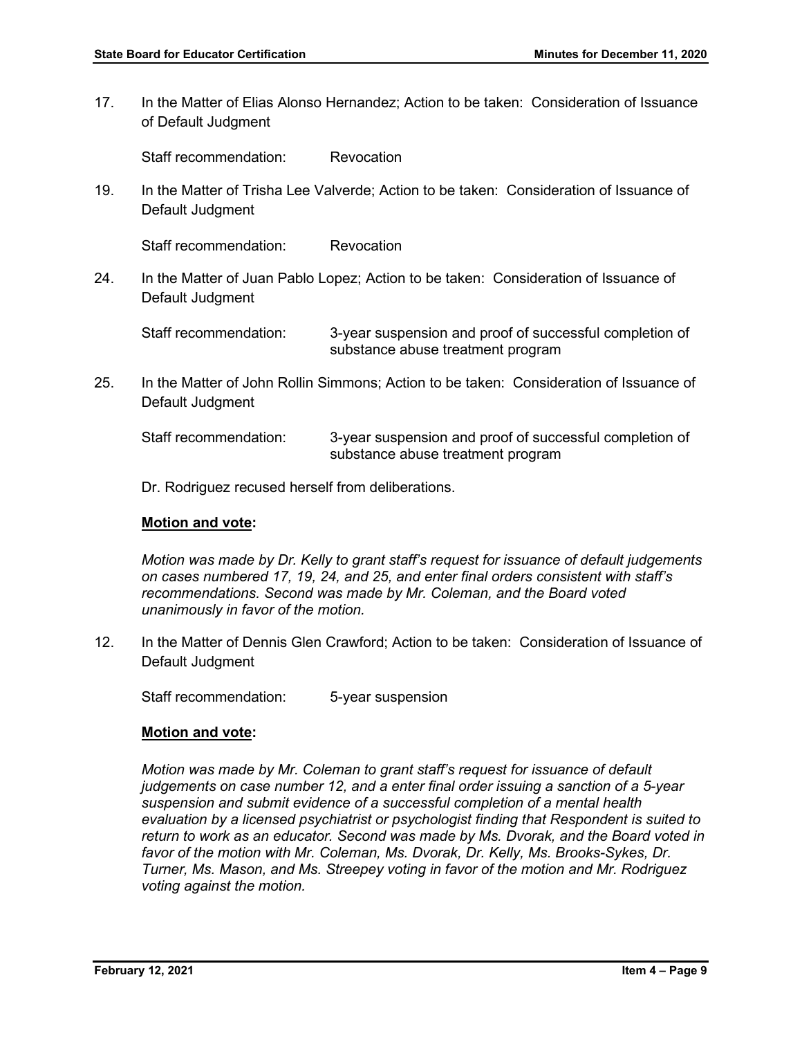17. In the Matter of Elias Alonso Hernandez; Action to be taken: Consideration of Issuance of Default Judgment

    Staff recommendation: Revocation

19. In the Matter of Trisha Lee Valverde; Action to be taken: Consideration of Issuance of Default Judgment

    Staff recommendation: Revocation

24. In the Matter of Juan Pablo Lopez; Action to be taken: Consideration of Issuance of Default Judgment

    Staff recommendation: 3-year suspension and proof of successful completion of substance abuse treatment program

25. In the Matter of John Rollin Simmons; Action to be taken: Consideration of Issuance of Default Judgment

    Staff recommendation: 3-year suspension and proof of successful completion of substance abuse treatment program

    Dr. Rodriguez recused herself from deliberations.

    **Motion and vote:**

    *Motion was made by Dr. Kelly to grant staff's request for issuance of default judgements on cases numbered 17, 19, 24, and 25, and enter final orders consistent with staff's recommendations. Second was made by Mr. Coleman, and the Board voted unanimously in favor of the motion.*

12. In the Matter of Dennis Glen Crawford; Action to be taken: Consideration of Issuance of Default Judgment

    Staff recommendation: 5-year suspension

    **Motion and vote:**

    *Motion was made by Mr. Coleman to grant staff's request for issuance of default judgements on case number 12, and a enter final order issuing a sanction of a 5-year suspension and submit evidence of a successful completion of a mental health evaluation by a licensed psychiatrist or psychologist finding that Respondent is suited to return to work as an educator. Second was made by Ms. Dvorak, and the Board voted in favor of the motion with Mr. Coleman, Ms. Dvorak, Dr. Kelly, Ms. Brooks-Sykes, Dr. Turner, Ms. Mason, and Ms. Streepey voting in favor of the motion and Mr. Rodriguez voting against the motion.*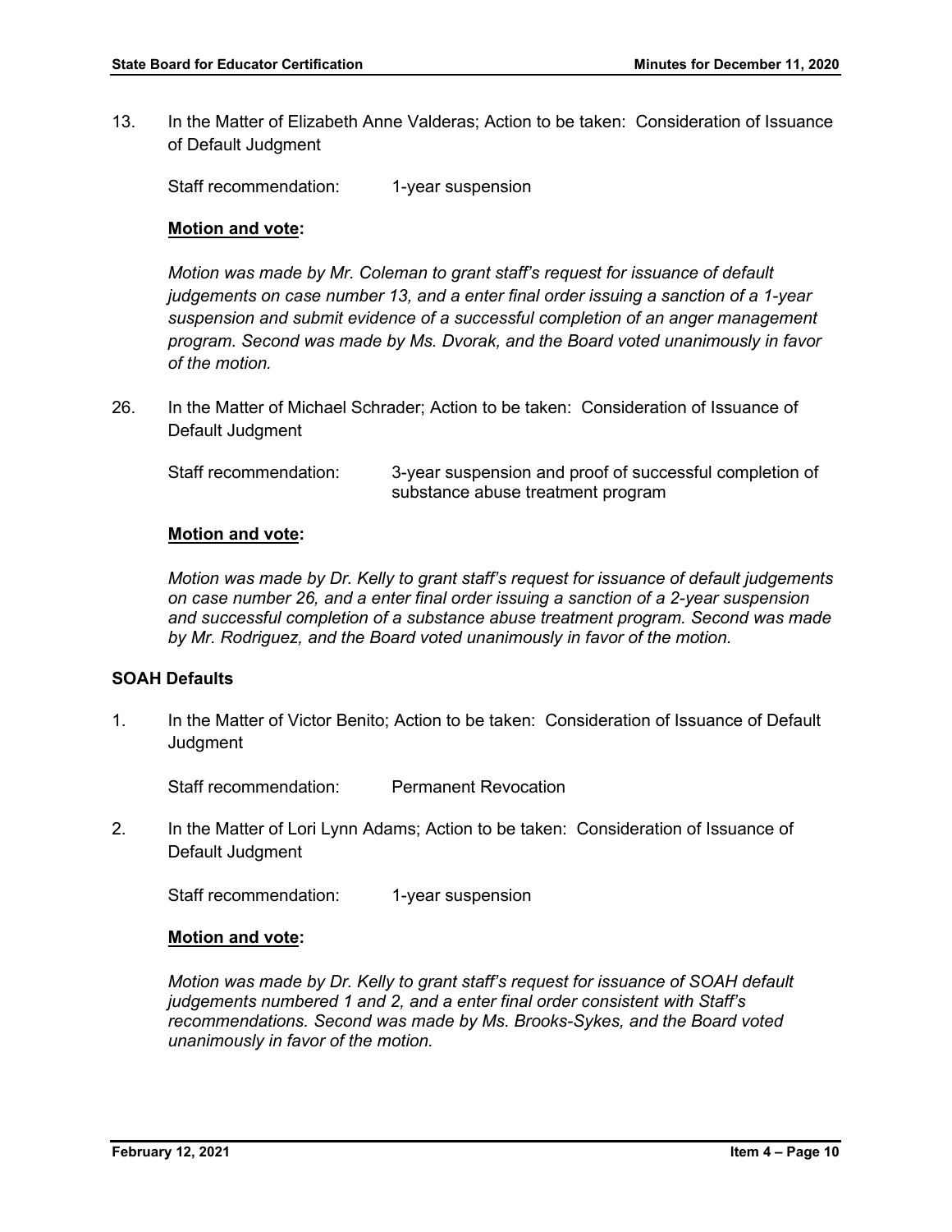13. In the Matter of Elizabeth Anne Valderas; Action to be taken: Consideration of Issuance of Default Judgment

    Staff recommendation: 1-year suspension

    **Motion and vote:**

    *Motion was made by Mr. Coleman to grant staff's request for issuance of default judgements on case number 13, and a enter final order issuing a sanction of a 1-year suspension and submit evidence of a successful completion of an anger management program. Second was made by Ms. Dvorak, and the Board voted unanimously in favor of the motion.*

26. In the Matter of Michael Schrader; Action to be taken: Consideration of Issuance of Default Judgment

    Staff recommendation: 3-year suspension and proof of successful completion of substance abuse treatment program

    **Motion and vote:**

    *Motion was made by Dr. Kelly to grant staff's request for issuance of default judgements on case number 26, and a enter final order issuing a sanction of a 2-year suspension and successful completion of a substance abuse treatment program. Second was made by Mr. Rodriguez, and the Board voted unanimously in favor of the motion.*

**SOAH Defaults**

1. In the Matter of Victor Benito; Action to be taken: Consideration of Issuance of Default Judgment

   Staff recommendation: Permanent Revocation

2. In the Matter of Lori Lynn Adams; Action to be taken: Consideration of Issuance of Default Judgment

   Staff recommendation: 1-year suspension

   **Motion and vote:**

   *Motion was made by Dr. Kelly to grant staff's request for issuance of SOAH default judgements numbered 1 and 2, and a enter final order consistent with Staff's recommendations. Second was made by Ms. Brooks-Sykes, and the Board voted unanimously in favor of the motion.*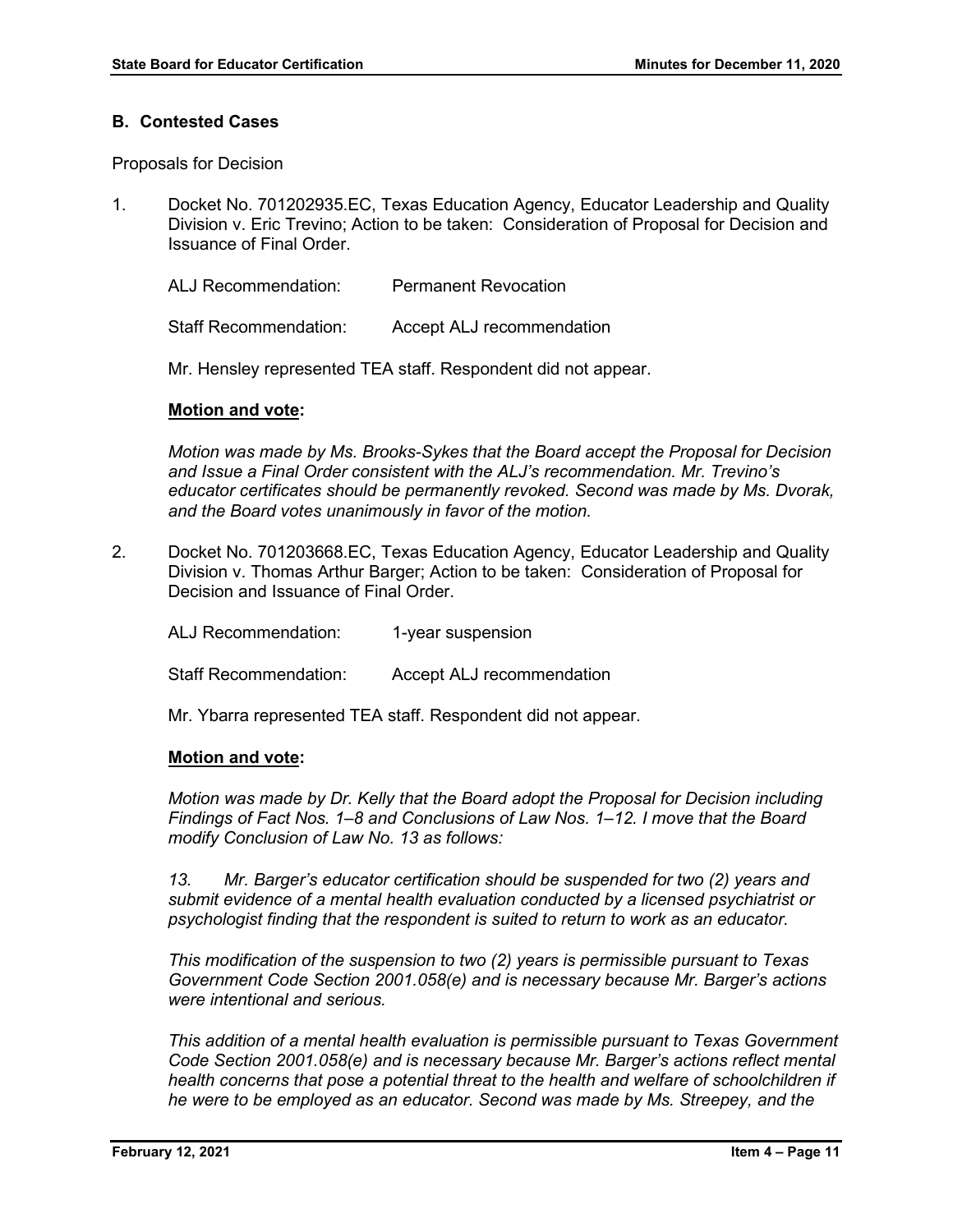### B. Contested Cases

Proposals for Decision

1. Docket No. 701202935.EC, Texas Education Agency, Educator Leadership and Quality Division v. Eric Trevino; Action to be taken: Consideration of Proposal for Decision and Issuance of Final Order.

   ALJ Recommendation: Permanent Revocation

   Staff Recommendation: Accept ALJ recommendation

   Mr. Hensley represented TEA staff. Respondent did not appear.

   **Motion and vote:**

   *Motion was made by Ms. Brooks-Sykes that the Board accept the Proposal for Decision and Issue a Final Order consistent with the ALJ's recommendation. Mr. Trevino's educator certificates should be permanently revoked. Second was made by Ms. Dvorak, and the Board votes unanimously in favor of the motion.*

2. Docket No. 701203668.EC, Texas Education Agency, Educator Leadership and Quality Division v. Thomas Arthur Barger; Action to be taken: Consideration of Proposal for Decision and Issuance of Final Order.

   ALJ Recommendation: 1-year suspension

   Staff Recommendation: Accept ALJ recommendation

   Mr. Ybarra represented TEA staff. Respondent did not appear.

   **Motion and vote:**

   *Motion was made by Dr. Kelly that the Board adopt the Proposal for Decision including Findings of Fact Nos. 1–8 and Conclusions of Law Nos. 1–12. I move that the Board modify Conclusion of Law No. 13 as follows:*

   *13. Mr. Barger's educator certification should be suspended for two (2) years and submit evidence of a mental health evaluation conducted by a licensed psychiatrist or psychologist finding that the respondent is suited to return to work as an educator.*

   *This modification of the suspension to two (2) years is permissible pursuant to Texas Government Code Section 2001.058(e) and is necessary because Mr. Barger's actions were intentional and serious.*

   *This addition of a mental health evaluation is permissible pursuant to Texas Government Code Section 2001.058(e) and is necessary because Mr. Barger's actions reflect mental health concerns that pose a potential threat to the health and welfare of schoolchildren if he were to be employed as an educator. Second was made by Ms. Streepey, and the*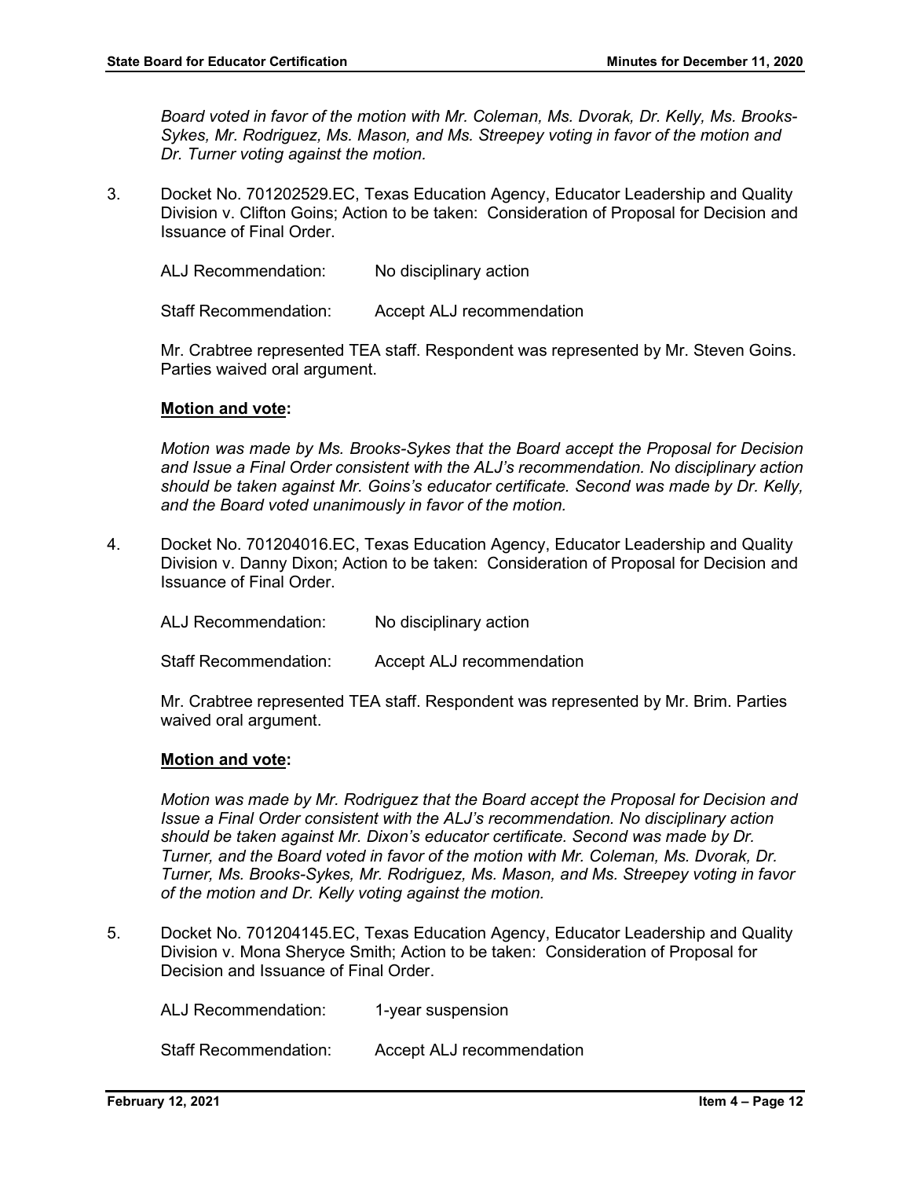*Board voted in favor of the motion with Mr. Coleman, Ms. Dvorak, Dr. Kelly, Ms. Brooks-Sykes, Mr. Rodriguez, Ms. Mason, and Ms. Streepey voting in favor of the motion and Dr. Turner voting against the motion.*

3. Docket No. 701202529.EC, Texas Education Agency, Educator Leadership and Quality Division v. Clifton Goins; Action to be taken: Consideration of Proposal for Decision and Issuance of Final Order.

   ALJ Recommendation: No disciplinary action

   Staff Recommendation: Accept ALJ recommendation

   Mr. Crabtree represented TEA staff. Respondent was represented by Mr. Steven Goins. Parties waived oral argument.

   **Motion and vote:**

   *Motion was made by Ms. Brooks-Sykes that the Board accept the Proposal for Decision and Issue a Final Order consistent with the ALJ's recommendation. No disciplinary action should be taken against Mr. Goins's educator certificate. Second was made by Dr. Kelly, and the Board voted unanimously in favor of the motion.*

4. Docket No. 701204016.EC, Texas Education Agency, Educator Leadership and Quality Division v. Danny Dixon; Action to be taken: Consideration of Proposal for Decision and Issuance of Final Order.

   ALJ Recommendation: No disciplinary action

   Staff Recommendation: Accept ALJ recommendation

   Mr. Crabtree represented TEA staff. Respondent was represented by Mr. Brim. Parties waived oral argument.

   **Motion and vote:**

   *Motion was made by Mr. Rodriguez that the Board accept the Proposal for Decision and Issue a Final Order consistent with the ALJ's recommendation. No disciplinary action should be taken against Mr. Dixon's educator certificate. Second was made by Dr. Turner, and the Board voted in favor of the motion with Mr. Coleman, Ms. Dvorak, Dr. Turner, Ms. Brooks-Sykes, Mr. Rodriguez, Ms. Mason, and Ms. Streepey voting in favor of the motion and Dr. Kelly voting against the motion.*

5. Docket No. 701204145.EC, Texas Education Agency, Educator Leadership and Quality Division v. Mona Sheryce Smith; Action to be taken: Consideration of Proposal for Decision and Issuance of Final Order.

   ALJ Recommendation: 1-year suspension

   Staff Recommendation: Accept ALJ recommendation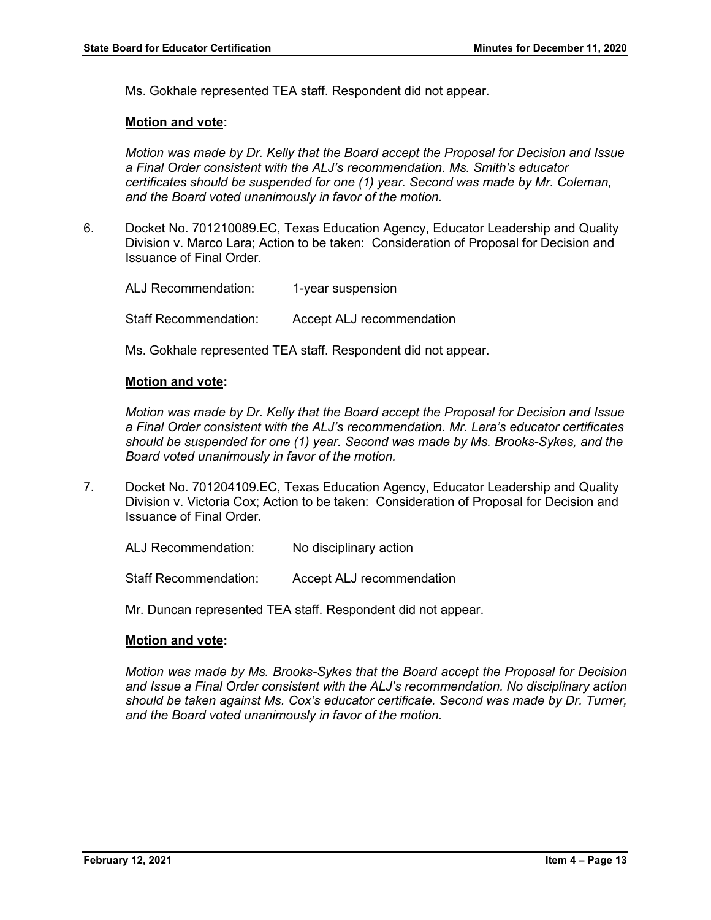Ms. Gokhale represented TEA staff. Respondent did not appear.

**Motion and vote:**

*Motion was made by Dr. Kelly that the Board accept the Proposal for Decision and Issue a Final Order consistent with the ALJ's recommendation. Ms. Smith's educator certificates should be suspended for one (1) year. Second was made by Mr. Coleman, and the Board voted unanimously in favor of the motion.*

6. Docket No. 701210089.EC, Texas Education Agency, Educator Leadership and Quality Division v. Marco Lara; Action to be taken: Consideration of Proposal for Decision and Issuance of Final Order.

   ALJ Recommendation: 1-year suspension

   Staff Recommendation: Accept ALJ recommendation

   Ms. Gokhale represented TEA staff. Respondent did not appear.

   **Motion and vote:**

   *Motion was made by Dr. Kelly that the Board accept the Proposal for Decision and Issue a Final Order consistent with the ALJ's recommendation. Mr. Lara's educator certificates should be suspended for one (1) year. Second was made by Ms. Brooks-Sykes, and the Board voted unanimously in favor of the motion.*

7. Docket No. 701204109.EC, Texas Education Agency, Educator Leadership and Quality Division v. Victoria Cox; Action to be taken: Consideration of Proposal for Decision and Issuance of Final Order.

   ALJ Recommendation: No disciplinary action

   Staff Recommendation: Accept ALJ recommendation

   Mr. Duncan represented TEA staff. Respondent did not appear.

   **Motion and vote:**

   *Motion was made by Ms. Brooks-Sykes that the Board accept the Proposal for Decision and Issue a Final Order consistent with the ALJ's recommendation. No disciplinary action should be taken against Ms. Cox's educator certificate. Second was made by Dr. Turner, and the Board voted unanimously in favor of the motion.*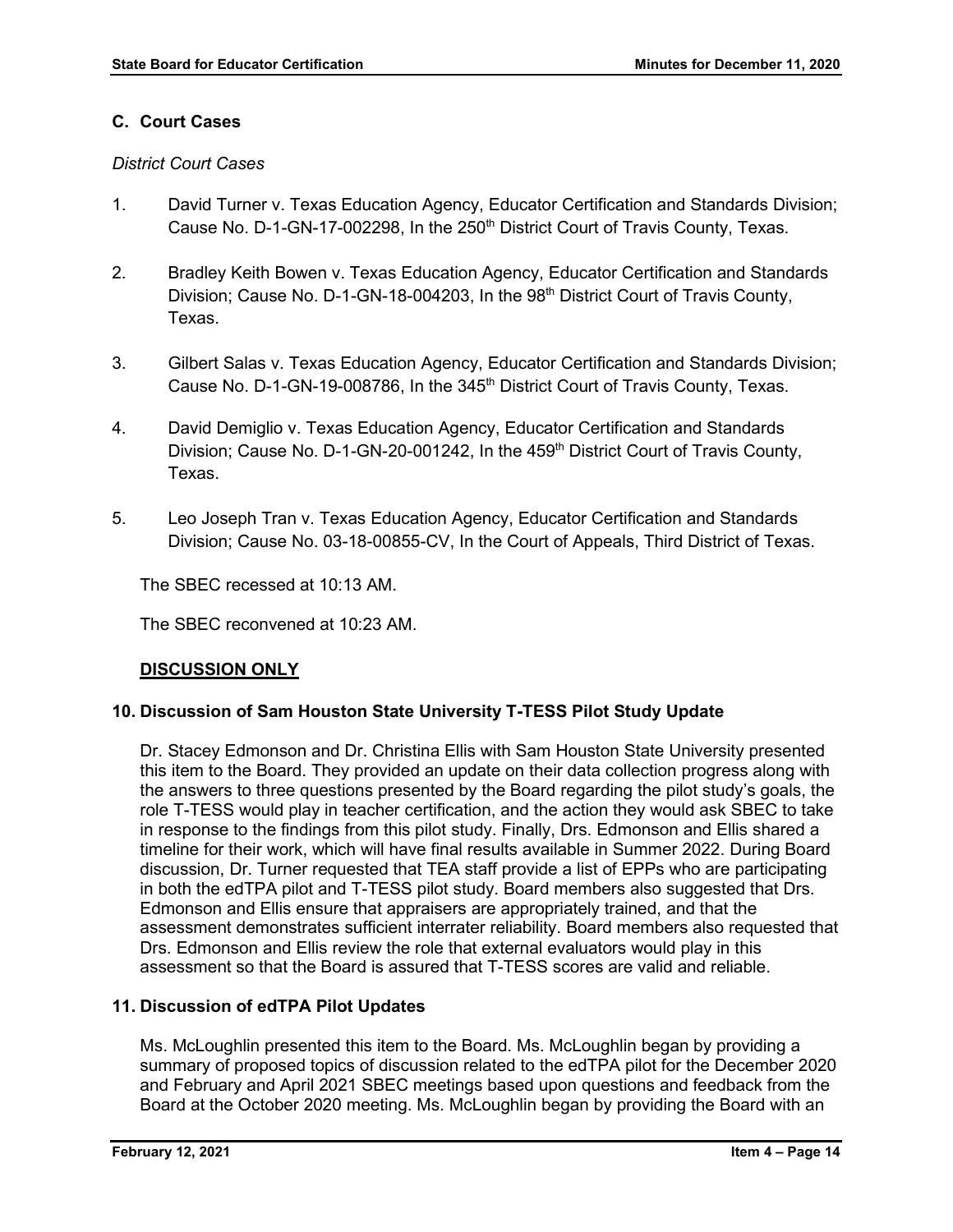### C. Court Cases

*District Court Cases*

1. David Turner v. Texas Education Agency, Educator Certification and Standards Division; Cause No. D-1-GN-17-002298, In the 250th District Court of Travis County, Texas.

2. Bradley Keith Bowen v. Texas Education Agency, Educator Certification and Standards Division; Cause No. D-1-GN-18-004203, In the 98th District Court of Travis County, Texas.

3. Gilbert Salas v. Texas Education Agency, Educator Certification and Standards Division; Cause No. D-1-GN-19-008786, In the 345th District Court of Travis County, Texas.

4. David Demiglio v. Texas Education Agency, Educator Certification and Standards Division; Cause No. D-1-GN-20-001242, In the 459th District Court of Travis County, Texas.

5. Leo Joseph Tran v. Texas Education Agency, Educator Certification and Standards Division; Cause No. 03-18-00855-CV, In the Court of Appeals, Third District of Texas.

The SBEC recessed at 10:13 AM.

The SBEC reconvened at 10:23 AM.

**DISCUSSION ONLY**

### 10. Discussion of Sam Houston State University T-TESS Pilot Study Update

Dr. Stacey Edmonson and Dr. Christina Ellis with Sam Houston State University presented this item to the Board. They provided an update on their data collection progress along with the answers to three questions presented by the Board regarding the pilot study's goals, the role T-TESS would play in teacher certification, and the action they would ask SBEC to take in response to the findings from this pilot study. Finally, Drs. Edmonson and Ellis shared a timeline for their work, which will have final results available in Summer 2022. During Board discussion, Dr. Turner requested that TEA staff provide a list of EPPs who are participating in both the edTPA pilot and T-TESS pilot study. Board members also suggested that Drs. Edmonson and Ellis ensure that appraisers are appropriately trained, and that the assessment demonstrates sufficient interrater reliability. Board members also requested that Drs. Edmonson and Ellis review the role that external evaluators would play in this assessment so that the Board is assured that T-TESS scores are valid and reliable.

### 11. Discussion of edTPA Pilot Updates

Ms. McLoughlin presented this item to the Board. Ms. McLoughlin began by providing a summary of proposed topics of discussion related to the edTPA pilot for the December 2020 and February and April 2021 SBEC meetings based upon questions and feedback from the Board at the October 2020 meeting. Ms. McLoughlin began by providing the Board with an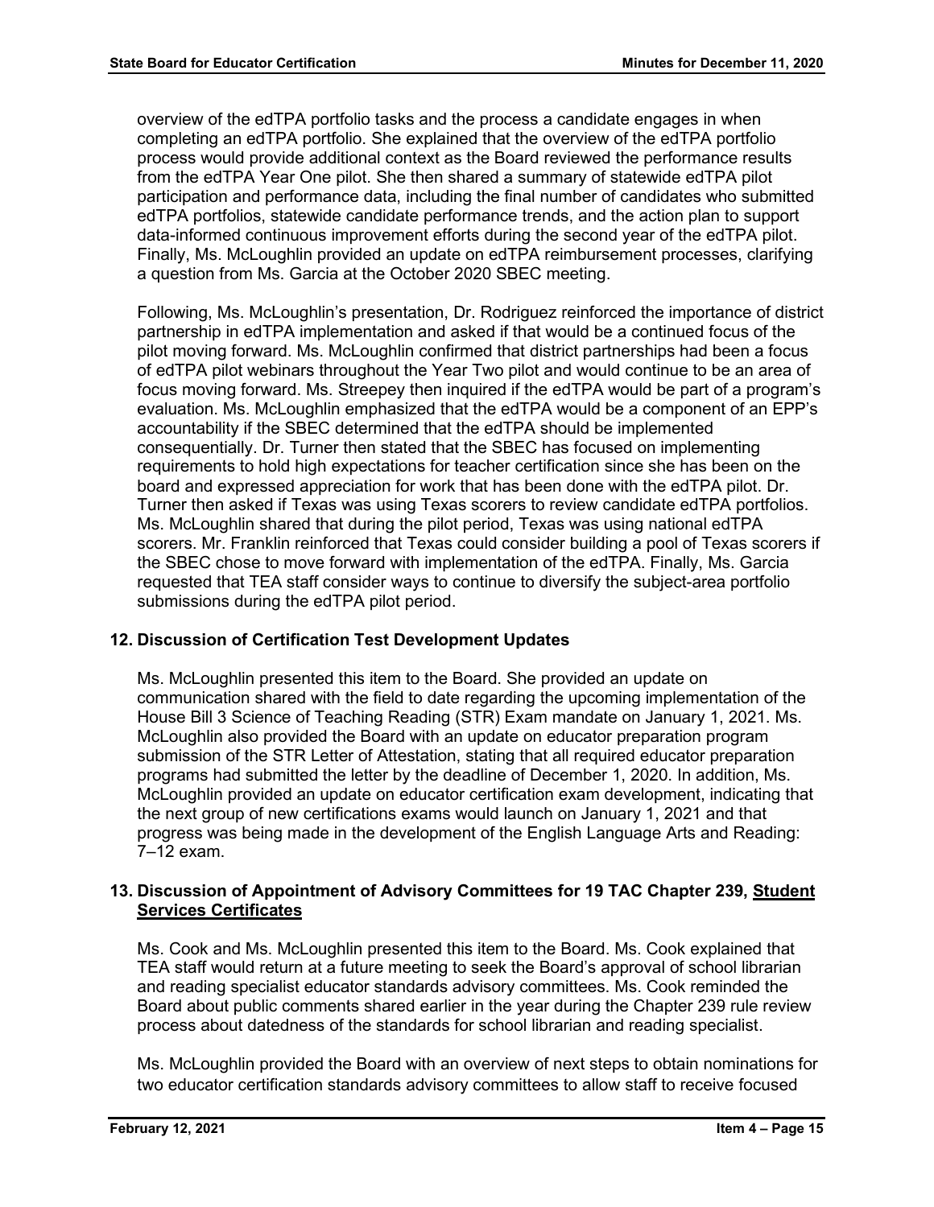overview of the edTPA portfolio tasks and the process a candidate engages in when completing an edTPA portfolio. She explained that the overview of the edTPA portfolio process would provide additional context as the Board reviewed the performance results from the edTPA Year One pilot. She then shared a summary of statewide edTPA pilot participation and performance data, including the final number of candidates who submitted edTPA portfolios, statewide candidate performance trends, and the action plan to support data-informed continuous improvement efforts during the second year of the edTPA pilot. Finally, Ms. McLoughlin provided an update on edTPA reimbursement processes, clarifying a question from Ms. Garcia at the October 2020 SBEC meeting.

Following, Ms. McLoughlin's presentation, Dr. Rodriguez reinforced the importance of district partnership in edTPA implementation and asked if that would be a continued focus of the pilot moving forward. Ms. McLoughlin confirmed that district partnerships had been a focus of edTPA pilot webinars throughout the Year Two pilot and would continue to be an area of focus moving forward. Ms. Streepey then inquired if the edTPA would be part of a program's evaluation. Ms. McLoughlin emphasized that the edTPA would be a component of an EPP's accountability if the SBEC determined that the edTPA should be implemented consequentially. Dr. Turner then stated that the SBEC has focused on implementing requirements to hold high expectations for teacher certification since she has been on the board and expressed appreciation for work that has been done with the edTPA pilot. Dr. Turner then asked if Texas was using Texas scorers to review candidate edTPA portfolios. Ms. McLoughlin shared that during the pilot period, Texas was using national edTPA scorers. Mr. Franklin reinforced that Texas could consider building a pool of Texas scorers if the SBEC chose to move forward with implementation of the edTPA. Finally, Ms. Garcia requested that TEA staff consider ways to continue to diversify the subject-area portfolio submissions during the edTPA pilot period.

### 12. Discussion of Certification Test Development Updates

Ms. McLoughlin presented this item to the Board. She provided an update on communication shared with the field to date regarding the upcoming implementation of the House Bill 3 Science of Teaching Reading (STR) Exam mandate on January 1, 2021. Ms. McLoughlin also provided the Board with an update on educator preparation program submission of the STR Letter of Attestation, stating that all required educator preparation programs had submitted the letter by the deadline of December 1, 2020. In addition, Ms. McLoughlin provided an update on educator certification exam development, indicating that the next group of new certifications exams would launch on January 1, 2021 and that progress was being made in the development of the English Language Arts and Reading: 7–12 exam.

### 13. Discussion of Appointment of Advisory Committees for 19 TAC Chapter 239, Student Services Certificates

Ms. Cook and Ms. McLoughlin presented this item to the Board. Ms. Cook explained that TEA staff would return at a future meeting to seek the Board's approval of school librarian and reading specialist educator standards advisory committees. Ms. Cook reminded the Board about public comments shared earlier in the year during the Chapter 239 rule review process about datedness of the standards for school librarian and reading specialist.

Ms. McLoughlin provided the Board with an overview of next steps to obtain nominations for two educator certification standards advisory committees to allow staff to receive focused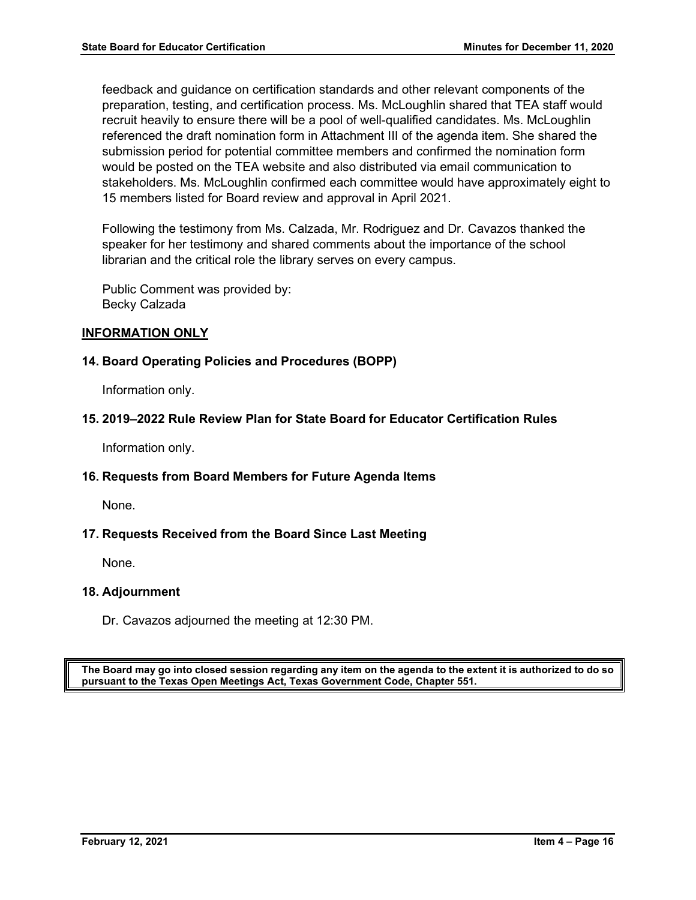feedback and guidance on certification standards and other relevant components of the preparation, testing, and certification process. Ms. McLoughlin shared that TEA staff would recruit heavily to ensure there will be a pool of well-qualified candidates. Ms. McLoughlin referenced the draft nomination form in Attachment III of the agenda item. She shared the submission period for potential committee members and confirmed the nomination form would be posted on the TEA website and also distributed via email communication to stakeholders. Ms. McLoughlin confirmed each committee would have approximately eight to 15 members listed for Board review and approval in April 2021.

Following the testimony from Ms. Calzada, Mr. Rodriguez and Dr. Cavazos thanked the speaker for her testimony and shared comments about the importance of the school librarian and the critical role the library serves on every campus.

Public Comment was provided by:
Becky Calzada

## INFORMATION ONLY

### 14. Board Operating Policies and Procedures (BOPP)

Information only.

### 15. 2019–2022 Rule Review Plan for State Board for Educator Certification Rules

Information only.

### 16. Requests from Board Members for Future Agenda Items

None.

### 17. Requests Received from the Board Since Last Meeting

None.

### 18. Adjournment

Dr. Cavazos adjourned the meeting at 12:30 PM.

**The Board may go into closed session regarding any item on the agenda to the extent it is authorized to do so pursuant to the Texas Open Meetings Act, Texas Government Code, Chapter 551.**